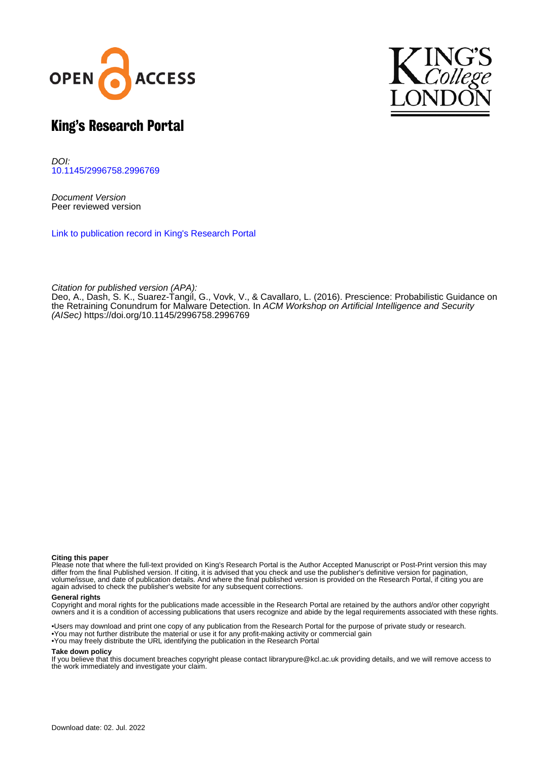# King's Research Portal

*DOI:*
10.1145/2996758.2996769

*Document Version*
Peer reviewed version

Link to publication record in King's Research Portal

*Citation for published version (APA):*
Deo, A., Dash, S. K., Suarez-Tangil, G., Vovk, V., & Cavallaro, L. (2016). Prescience: Probabilistic Guidance on the Retraining Conundrum for Malware Detection. In *ACM Workshop on Artificial Intelligence and Security (AISec)* https://doi.org/10.1145/2996758.2996769

**Citing this paper**
Please note that where the full-text provided on King's Research Portal is the Author Accepted Manuscript or Post-Print version this may differ from the final Published version. If citing, it is advised that you check and use the publisher's definitive version for pagination, volume/issue, and date of publication details. And where the final published version is provided on the Research Portal, if citing you are again advised to check the publisher's website for any subsequent corrections.

**General rights**
Copyright and moral rights for the publications made accessible in the Research Portal are retained by the authors and/or other copyright owners and it is a condition of accessing publications that users recognize and abide by the legal requirements associated with these rights.

•Users may download and print one copy of any publication from the Research Portal for the purpose of private study or research.
•You may not further distribute the material or use it for any profit-making activity or commercial gain
•You may freely distribute the URL identifying the publication in the Research Portal

**Take down policy**
If you believe that this document breaches copyright please contact librarypure@kcl.ac.uk providing details, and we will remove access to the work immediately and investigate your claim.

Download date: 02. Jul. 2022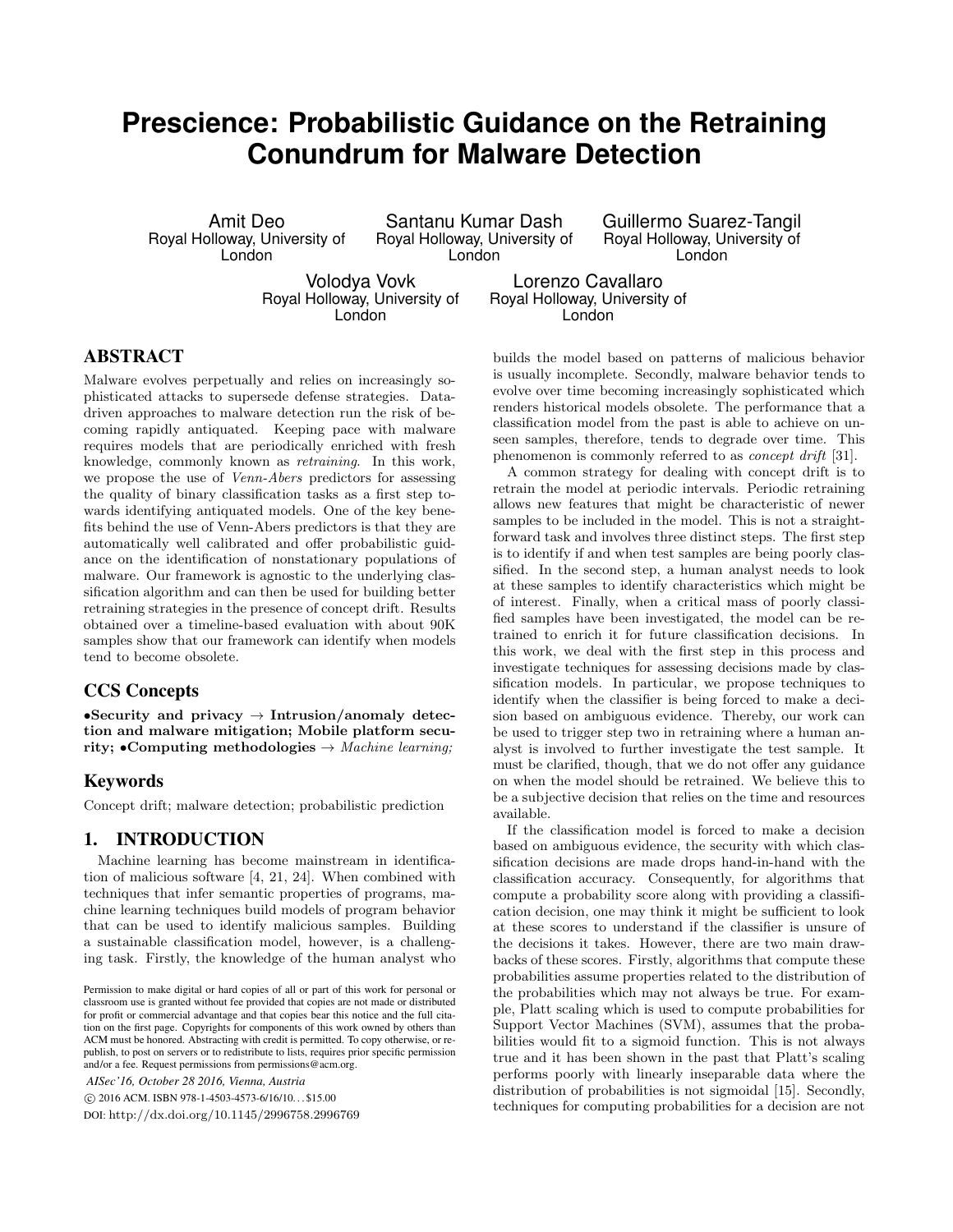# Prescience: Probabilistic Guidance on the Retraining Conundrum for Malware Detection

Amit Deo
Royal Holloway, University of London

Santanu Kumar Dash
Royal Holloway, University of London

Guillermo Suarez-Tangil
Royal Holloway, University of London

Volodya Vovk
Royal Holloway, University of London

Lorenzo Cavallaro
Royal Holloway, University of London

## ABSTRACT

Malware evolves perpetually and relies on increasingly sophisticated attacks to supersede defense strategies. Data-driven approaches to malware detection run the risk of becoming rapidly antiquated. Keeping pace with malware requires models that are periodically enriched with fresh knowledge, commonly known as *retraining*. In this work, we propose the use of *Venn-Abers* predictors for assessing the quality of binary classification tasks as a first step towards identifying antiquated models. One of the key benefits behind the use of Venn-Abers predictors is that they are automatically well calibrated and offer probabilistic guidance on the identification of nonstationary populations of malware. Our framework is agnostic to the underlying classification algorithm and can then be used for building better retraining strategies in the presence of concept drift. Results obtained over a timeline-based evaluation with about 90K samples show that our framework can identify when models tend to become obsolete.

## CCS Concepts

•**Security and privacy** → **Intrusion/anomaly detection and malware mitigation; Mobile platform security;** •**Computing methodologies** → *Machine learning;*

## Keywords

Concept drift; malware detection; probabilistic prediction

## 1. INTRODUCTION

Machine learning has become mainstream in identification of malicious software [4, 21, 24]. When combined with techniques that infer semantic properties of programs, machine learning techniques build models of program behavior that can be used to identify malicious samples. Building a sustainable classification model, however, is a challenging task. Firstly, the knowledge of the human analyst who builds the model based on patterns of malicious behavior is usually incomplete. Secondly, malware behavior tends to evolve over time becoming increasingly sophisticated which renders historical models obsolete. The performance that a classification model from the past is able to achieve on unseen samples, therefore, tends to degrade over time. This phenomenon is commonly referred to as *concept drift* [31].

A common strategy for dealing with concept drift is to retrain the model at periodic intervals. Periodic retraining allows new features that might be characteristic of newer samples to be included in the model. This is not a straightforward task and involves three distinct steps. The first step is to identify if and when test samples are being poorly classified. In the second step, a human analyst needs to look at these samples to identify characteristics which might be of interest. Finally, when a critical mass of poorly classified samples have been investigated, the model can be retrained to enrich it for future classification decisions. In this work, we deal with the first step in this process and investigate techniques for assessing decisions made by classification models. In particular, we propose techniques to identify when the classifier is being forced to make a decision based on ambiguous evidence. Thereby, our work can be used to trigger step two in retraining where a human analyst is involved to further investigate the test sample. It must be clarified, though, that we do not offer any guidance on when the model should be retrained. We believe this to be a subjective decision that relies on the time and resources available.

If the classification model is forced to make a decision based on ambiguous evidence, the security with which classification decisions are made drops hand-in-hand with the classification accuracy. Consequently, for algorithms that compute a probability score along with providing a classification decision, one may think it might be sufficient to look at these scores to understand if the classifier is unsure of the decisions it takes. However, there are two main drawbacks of these scores. Firstly, algorithms that compute these probabilities assume properties related to the distribution of the probabilities which may not always be true. For example, Platt scaling which is used to compute probabilities for Support Vector Machines (SVM), assumes that the probabilities would fit to a sigmoid function. This is not always true and it has been shown in the past that Platt's scaling performs poorly with linearly inseparable data where the distribution of probabilities is not sigmoidal [15]. Secondly, techniques for computing probabilities for a decision are not

Permission to make digital or hard copies of all or part of this work for personal or classroom use is granted without fee provided that copies are not made or distributed for profit or commercial advantage and that copies bear this notice and the full citation on the first page. Copyrights for components of this work owned by others than ACM must be honored. Abstracting with credit is permitted. To copy otherwise, or republish, to post on servers or to redistribute to lists, requires prior specific permission and/or a fee. Request permissions from permissions@acm.org.

*AISec'16, October 28 2016, Vienna, Austria*
© 2016 ACM. ISBN 978-1-4503-4573-6/16/10...$15.00
DOI: http://dx.doi.org/10.1145/2996758.2996769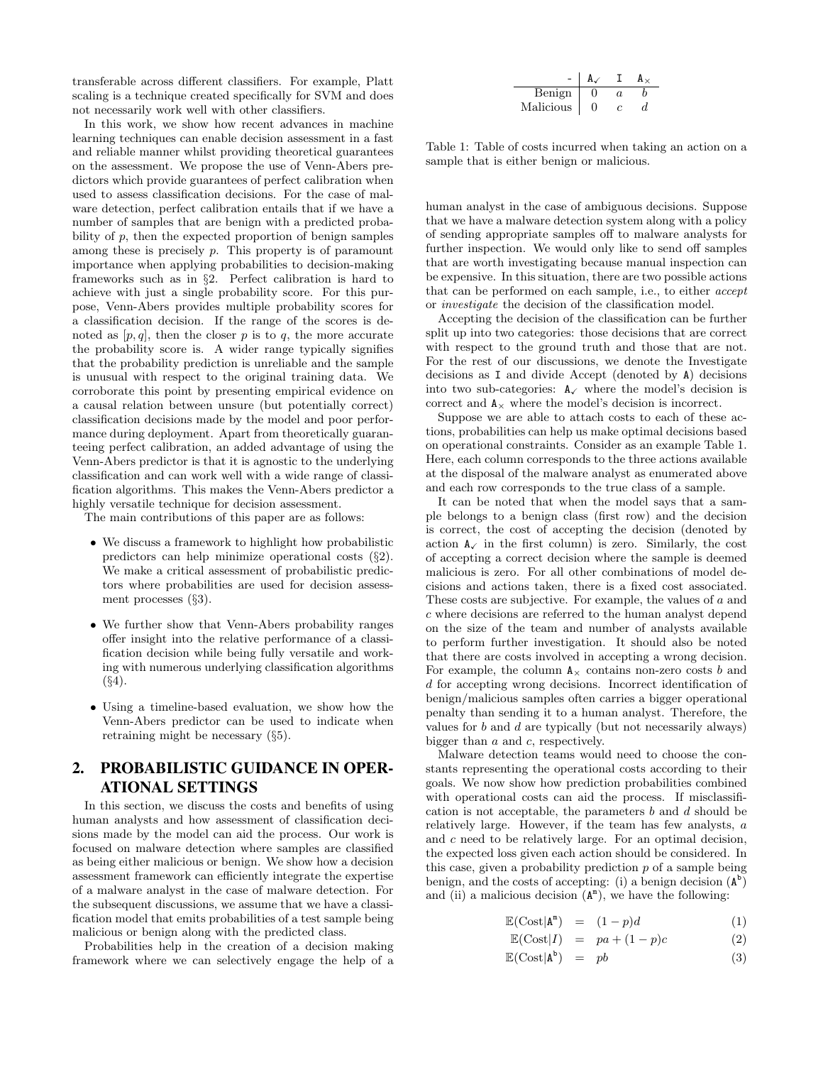transferable across different classifiers. For example, Platt scaling is a technique created specifically for SVM and does not necessarily work well with other classifiers.

In this work, we show how recent advances in machine learning techniques can enable decision assessment in a fast and reliable manner whilst providing theoretical guarantees on the assessment. We propose the use of Venn-Abers predictors which provide guarantees of perfect calibration when used to assess classification decisions. For the case of malware detection, perfect calibration entails that if we have a number of samples that are benign with a predicted probability of $p$, then the expected proportion of benign samples among these is precisely $p$. This property is of paramount importance when applying probabilities to decision-making frameworks such as in §2. Perfect calibration is hard to achieve with just a single probability score. For this purpose, Venn-Abers provides multiple probability scores for a classification decision. If the range of the scores is denoted as $[p, q]$, then the closer $p$ is to $q$, the more accurate the probability score is. A wider range typically signifies that the probability prediction is unreliable and the sample is unusual with respect to the original training data. We corroborate this point by presenting empirical evidence on a causal relation between unsure (but potentially correct) classification decisions made by the model and poor performance during deployment. Apart from theoretically guaranteeing perfect calibration, an added advantage of using the Venn-Abers predictor is that it is agnostic to the underlying classification and can work well with a wide range of classification algorithms. This makes the Venn-Abers predictor a highly versatile technique for decision assessment.

The main contributions of this paper are as follows:

- We discuss a framework to highlight how probabilistic predictors can help minimize operational costs (§2). We make a critical assessment of probabilistic predictors where probabilities are used for decision assessment processes (§3).
- We further show that Venn-Abers probability ranges offer insight into the relative performance of a classification decision while being fully versatile and working with numerous underlying classification algorithms (§4).
- Using a timeline-based evaluation, we show how the Venn-Abers predictor can be used to indicate when retraining might be necessary (§5).

## 2. PROBABILISTIC GUIDANCE IN OPERATIONAL SETTINGS

In this section, we discuss the costs and benefits of using human analysts and how assessment of classification decisions made by the model can aid the process. Our work is focused on malware detection where samples are classified as being either malicious or benign. We show how a decision assessment framework can efficiently integrate the expertise of a malware analyst in the case of malware detection. For the subsequent discussions, we assume that we have a classification model that emits probabilities of a test sample being malicious or benign along with the predicted class.

Probabilities help in the creation of a decision making framework where we can selectively engage the help of a human analyst in the case of ambiguous decisions. Suppose that we have a malware detection system along with a policy of sending appropriate samples off to malware analysts for further inspection. We would only like to send off samples that are worth investigating because manual inspection can be expensive. In this situation, there are two possible actions that can be performed on each sample, i.e., to either *accept* or *investigate* the decision of the classification model.

| - | $\mathtt{A}_{\checkmark}$ | $\mathtt{I}$ | $\mathtt{A}_{\times}$ |
|---|---|---|---|
| Benign | 0 | $a$ | $b$ |
| Malicious | 0 | $c$ | $d$ |

Table 1: Table of costs incurred when taking an action on a sample that is either benign or malicious.

Accepting the decision of the classification can be further split up into two categories: those decisions that are correct with respect to the ground truth and those that are not. For the rest of our discussions, we denote the Investigate decisions as $\mathtt{I}$ and divide Accept (denoted by $\mathtt{A}$) decisions into two sub-categories: $\mathtt{A}_{\checkmark}$ where the model's decision is correct and $\mathtt{A}_{\times}$ where the model's decision is incorrect.

Suppose we are able to attach costs to each of these actions, probabilities can help us make optimal decisions based on operational constraints. Consider as an example Table 1. Here, each column corresponds to the three actions available at the disposal of the malware analyst as enumerated above and each row corresponds to the true class of a sample.

It can be noted that when the model says that a sample belongs to a benign class (first row) and the decision is correct, the cost of accepting the decision (denoted by action $\mathtt{A}_{\checkmark}$ in the first column) is zero. Similarly, the cost of accepting a correct decision where the sample is deemed malicious is zero. For all other combinations of model decisions and actions taken, there is a fixed cost associated. These costs are subjective. For example, the values of $a$ and $c$ where decisions are referred to the human analyst depend on the size of the team and number of analysts available to perform further investigation. It should also be noted that there are costs involved in accepting a wrong decision. For example, the column $\mathtt{A}_{\times}$ contains non-zero costs $b$ and $d$ for accepting wrong decisions. Incorrect identification of benign/malicious samples often carries a bigger operational penalty than sending it to a human analyst. Therefore, the values for $b$ and $d$ are typically (but not necessarily always) bigger than $a$ and $c$, respectively.

Malware detection teams would need to choose the constants representing the operational costs according to their goals. We now show how prediction probabilities combined with operational costs can aid the process. If misclassification is not acceptable, the parameters $b$ and $d$ should be relatively large. However, if the team has few analysts, $a$ and $c$ need to be relatively large. For an optimal decision, the expected loss given each action should be considered. In this case, given a probability prediction $p$ of a sample being benign, and the costs of accepting: (i) a benign decision ($\mathtt{A}^{\mathtt{b}}$) and (ii) a malicious decision ($\mathtt{A}^{\mathtt{m}}$), we have the following:

$$\mathbb{E}(\text{Cost}|\mathtt{A}^{\mathtt{m}}) = (1-p)d \tag{1}$$

$$\mathbb{E}(\text{Cost}|I) = pa + (1-p)c \tag{2}$$

$$\mathbb{E}(\text{Cost}|\mathtt{A}^{\mathtt{b}}) = pb \tag{3}$$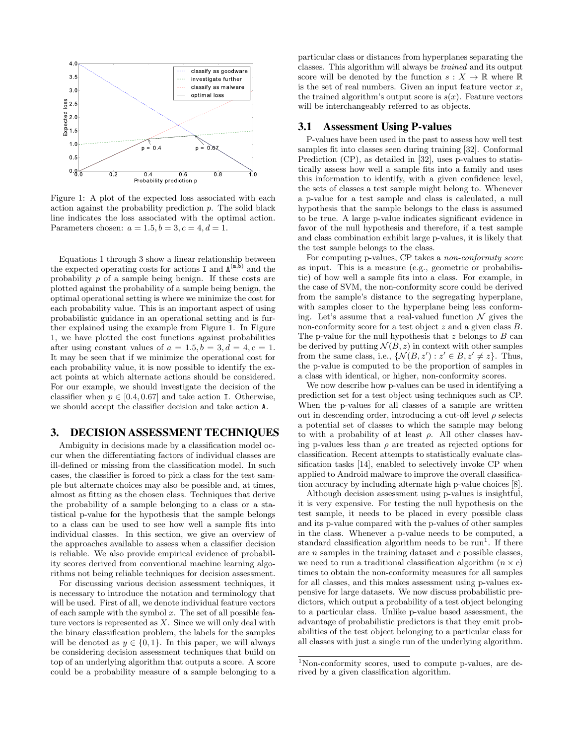4.0
3.5
3.0
2.5
2.0
1.5
1.0
0.5
0.0
Expected loss
0.0
0.2
0.4
0.6
0.8
1.0
Probability prediction p
classify as goodware
investigate further
classify as malware
optimal loss
p = 0.4
p = 0.67

Figure 1: A plot of the expected loss associated with each action against the probability prediction $p$. The solid black line indicates the loss associated with the optimal action. Parameters chosen: $a = 1.5, b = 3, c = 4, d = 1$.

Equations 1 through 3 show a linear relationship between the expected operating costs for actions I and $A^{(m,b)}$ and the probability $p$ of a sample being benign. If these costs are plotted against the probability of a sample being benign, the optimal operational setting is where we minimize the cost for each probability value. This is an important aspect of using probabilistic guidance in an operational setting and is further explained using the example from Figure 1. In Figure 1, we have plotted the cost functions against probabilities after using constant values of $a = 1.5, b = 3, d = 4, c = 1$. It may be seen that if we minimize the operational cost for each probability value, it is now possible to identify the exact points at which alternate actions should be considered. For our example, we should investigate the decision of the classifier when $p \in [0.4, 0.67]$ and take action I. Otherwise, we should accept the classifier decision and take action A.

## 3. DECISION ASSESSMENT TECHNIQUES

Ambiguity in decisions made by a classification model occur when the differentiating factors of individual classes are ill-defined or missing from the classification model. In such cases, the classifier is forced to pick a class for the test sample but alternate choices may also be possible and, at times, almost as fitting as the chosen class. Techniques that derive the probability of a sample belonging to a class or a statistical p-value for the hypothesis that the sample belongs to a class can be used to see how well a sample fits into individual classes. In this section, we give an overview of the approaches available to assess when a classifier decision is reliable. We also provide empirical evidence of probability scores derived from conventional machine learning algorithms not being reliable techniques for decision assessment.

For discussing various decision assessment techniques, it is necessary to introduce the notation and terminology that will be used. First of all, we denote individual feature vectors of each sample with the symbol $x$. The set of all possible feature vectors is represented as $X$. Since we will only deal with the binary classification problem, the labels for the samples will be denoted as $y \in \{0, 1\}$. In this paper, we will always be considering decision assessment techniques that build on top of an underlying algorithm that outputs a score. A score could be a probability measure of a sample belonging to a particular class or distances from hyperplanes separating the classes. This algorithm will always be *trained* and its output score will be denoted by the function $s : X \to \mathbb{R}$ where $\mathbb{R}$ is the set of real numbers. Given an input feature vector $x$, the trained algorithm's output score is $s(x)$. Feature vectors will be interchangeably referred to as objects.

### 3.1 Assessment Using P-values

P-values have been used in the past to assess how well test samples fit into classes seen during training [32]. Conformal Prediction (CP), as detailed in [32], uses p-values to statistically assess how well a sample fits into a family and uses this information to identify, with a given confidence level, the sets of classes a test sample might belong to. Whenever a p-value for a test sample and class is calculated, a null hypothesis that the sample belongs to the class is assumed to be true. A large p-value indicates significant evidence in favor of the null hypothesis and therefore, if a test sample and class combination exhibit large p-values, it is likely that the test sample belongs to the class.

For computing p-values, CP takes a *non-conformity score* as input. This is a measure (e.g., geometric or probabilistic) of how well a sample fits into a class. For example, in the case of SVM, the non-conformity score could be derived from the sample's distance to the segregating hyperplane, with samples closer to the hyperplane being less conforming. Let's assume that a real-valued function $\mathcal{N}$ gives the non-conformity score for a test object $z$ and a given class $B$. The p-value for the null hypothesis that $z$ belongs to $B$ can be derived by putting $\mathcal{N}(B, z)$ in context with other samples from the same class, i.e., $\{\mathcal{N}(B, z') : z' \in B, z' \neq z\}$. Thus, the p-value is computed to be the proportion of samples in a class with identical, or higher, non-conformity scores.

We now describe how p-values can be used in identifying a prediction set for a test object using techniques such as CP. When the p-values for all classes of a sample are written out in descending order, introducing a cut-off level $\rho$ selects a potential set of classes to which the sample may belong to with a probability of at least $\rho$. All other classes having p-values less than $\rho$ are treated as rejected options for classification. Recent attempts to statistically evaluate classification tasks [14], enabled to selectively invoke CP when applied to Android malware to improve the overall classification accuracy by including alternate high p-value choices [8].

Although decision assessment using p-values is insightful, it is very expensive. For testing the null hypothesis on the test sample, it needs to be placed in every possible class and its p-value compared with the p-values of other samples in the class. Whenever a p-value needs to be computed, a standard classification algorithm needs to be run[1]. If there are $n$ samples in the training dataset and $c$ possible classes, we need to run a traditional classification algorithm ($n \times c$) times to obtain the non-conformity measures for all samples for all classes, and this makes assessment using p-values expensive for large datasets. We now discuss probabilistic predictors, which output a probability of a test object belonging to a particular class. Unlike p-value based assessment, the advantage of probabilistic predictors is that they emit probabilities of the test object belonging to a particular class for all classes with just a single run of the underlying algorithm.

[1]Non-conformity scores, used to compute p-values, are derived by a given classification algorithm.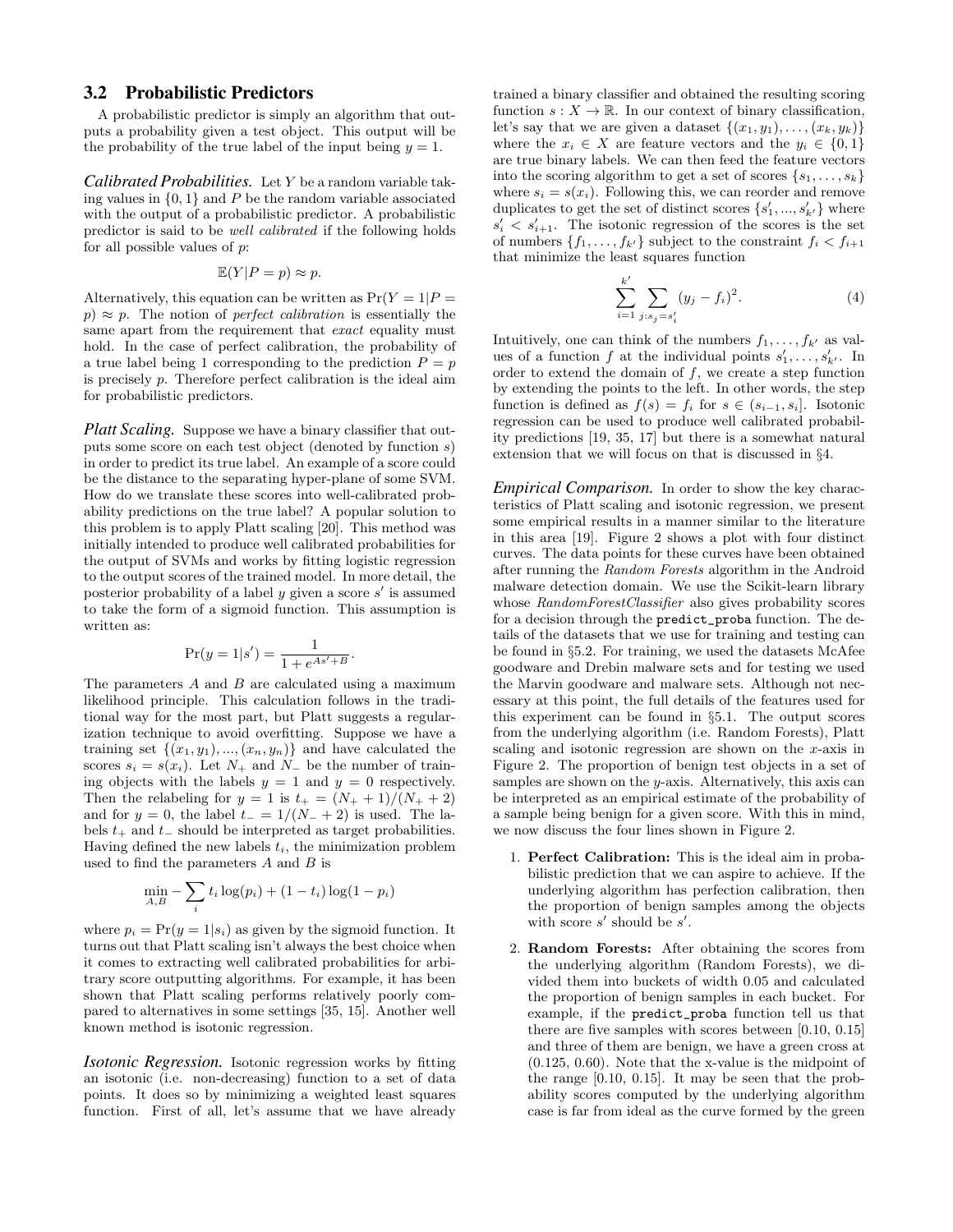### 3.2 Probabilistic Predictors

A probabilistic predictor is simply an algorithm that outputs a probability given a test object. This output will be the probability of the true label of the input being $y = 1$.

***Calibrated Probabilities.*** Let $Y$ be a random variable taking values in $\{0, 1\}$ and $P$ be the random variable associated with the output of a probabilistic predictor. A probabilistic predictor is said to be *well calibrated* if the following holds for all possible values of $p$:

$$\mathbb{E}(Y|P = p) \approx p.$$

Alternatively, this equation can be written as $\Pr(Y = 1|P = p) \approx p$. The notion of *perfect calibration* is essentially the same apart from the requirement that *exact* equality must hold. In the case of perfect calibration, the probability of a true label being 1 corresponding to the prediction $P = p$ is precisely $p$. Therefore perfect calibration is the ideal aim for probabilistic predictors.

***Platt Scaling.*** Suppose we have a binary classifier that outputs some score on each test object (denoted by function $s$) in order to predict its true label. An example of a score could be the distance to the separating hyper-plane of some SVM. How do we translate these scores into well-calibrated probability predictions on the true label? A popular solution to this problem is to apply Platt scaling [20]. This method was initially intended to produce well calibrated probabilities for the output of SVMs and works by fitting logistic regression to the output scores of the trained model. In more detail, the posterior probability of a label $y$ given a score $s'$ is assumed to take the form of a sigmoid function. This assumption is written as:

$$\Pr(y = 1|s') = \frac{1}{1 + e^{As'+B}}.$$

The parameters $A$ and $B$ are calculated using a maximum likelihood principle. This calculation follows in the traditional way for the most part, but Platt suggests a regularization technique to avoid overfitting. Suppose we have a training set $\{(x_1, y_1), ..., (x_n, y_n)\}$ and have calculated the scores $s_i = s(x_i)$. Let $N_+$ and $N_-$ be the number of training objects with the labels $y = 1$ and $y = 0$ respectively. Then the relabeling for $y = 1$ is $t_+ = (N_+ + 1)/(N_+ + 2)$ and for $y = 0$, the label $t_- = 1/(N_- + 2)$ is used. The labels $t_+$ and $t_-$ should be interpreted as target probabilities. Having defined the new labels $t_i$, the minimization problem used to find the parameters $A$ and $B$ is

$$\min_{A,B} -\sum_i t_i \log(p_i) + (1 - t_i) \log(1 - p_i)$$

where $p_i = \Pr(y = 1|s_i)$ as given by the sigmoid function. It turns out that Platt scaling isn't always the best choice when it comes to extracting well calibrated probabilities for arbitrary score outputting algorithms. For example, it has been shown that Platt scaling performs relatively poorly compared to alternatives in some settings [35, 15]. Another well known method is isotonic regression.

***Isotonic Regression.*** Isotonic regression works by fitting an isotonic (i.e. non-decreasing) function to a set of data points. It does so by minimizing a weighted least squares function. First of all, let's assume that we have already trained a binary classifier and obtained the resulting scoring function $s : X \to \mathbb{R}$. In our context of binary classification, let's say that we are given a dataset $\{(x_1, y_1), \ldots, (x_k, y_k)\}$ where the $x_i \in X$ are feature vectors and the $y_i \in \{0, 1\}$ are true binary labels. We can then feed the feature vectors into the scoring algorithm to get a set of scores $\{s_1, \ldots, s_k\}$ where $s_i = s(x_i)$. Following this, we can reorder and remove duplicates to get the set of distinct scores $\{s'_1, ..., s'_{k'}\}$ where $s'_i < s'_{i+1}$. The isotonic regression of the scores is the set of numbers $\{f_1, \ldots, f_{k'}\}$ subject to the constraint $f_i < f_{i+1}$ that minimize the least squares function

$$\sum_{i=1}^{k'} \sum_{j:s_j=s'_i} (y_j - f_i)^2. \tag{4}$$

Intuitively, one can think of the numbers $f_1, \ldots, f_{k'}$ as values of a function $f$ at the individual points $s'_1, \ldots, s'_{k'}$. In order to extend the domain of $f$, we create a step function by extending the points to the left. In other words, the step function is defined as $f(s) = f_i$ for $s \in (s_{i-1}, s_i]$. Isotonic regression can be used to produce well calibrated probability predictions [19, 35, 17] but there is a somewhat natural extension that we will focus on that is discussed in §4.

***Empirical Comparison.*** In order to show the key characteristics of Platt scaling and isotonic regression, we present some empirical results in a manner similar to the literature in this area [19]. Figure 2 shows a plot with four distinct curves. The data points for these curves have been obtained after running the *Random Forests* algorithm in the Android malware detection domain. We use the Scikit-learn library whose *RandomForestClassifier* also gives probability scores for a decision through the `predict_proba` function. The details of the datasets that we use for training and testing can be found in §5.2. For training, we used the datasets McAfee goodware and Drebin malware sets and for testing we used the Marvin goodware and malware sets. Although not necessary at this point, the full details of the features used for this experiment can be found in §5.1. The output scores from the underlying algorithm (i.e. Random Forests), Platt scaling and isotonic regression are shown on the $x$-axis in Figure 2. The proportion of benign test objects in a set of samples are shown on the $y$-axis. Alternatively, this axis can be interpreted as an empirical estimate of the probability of a sample being benign for a given score. With this in mind, we now discuss the four lines shown in Figure 2.

1. **Perfect Calibration:** This is the ideal aim in probabilistic prediction that we can aspire to achieve. If the underlying algorithm has perfection calibration, then the proportion of benign samples among the objects with score $s'$ should be $s'$.
2. **Random Forests:** After obtaining the scores from the underlying algorithm (Random Forests), we divided them into buckets of width 0.05 and calculated the proportion of benign samples in each bucket. For example, if the `predict_proba` function tell us that there are five samples with scores between [0.10, 0.15] and three of them are benign, we have a green cross at (0.125, 0.60). Note that the x-value is the midpoint of the range [0.10, 0.15]. It may be seen that the probability scores computed by the underlying algorithm case is far from ideal as the curve formed by the green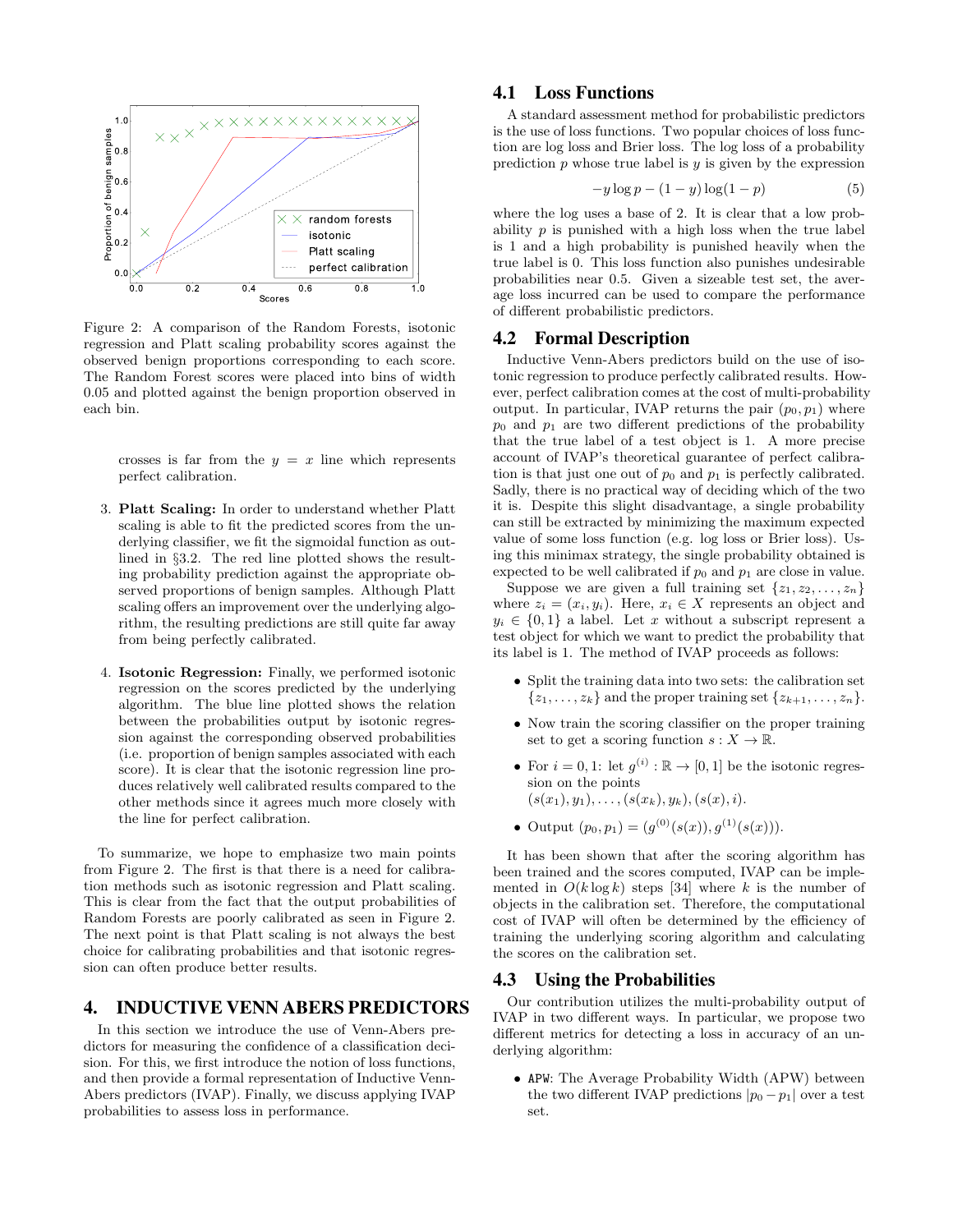Figure 2: A comparison of the Random Forests, isotonic regression and Platt scaling probability scores against the observed benign proportions corresponding to each score. The Random Forest scores were placed into bins of width 0.05 and plotted against the benign proportion observed in each bin.

crosses is far from the $y = x$ line which represents perfect calibration.

3. **Platt Scaling:** In order to understand whether Platt scaling is able to fit the predicted scores from the underlying classifier, we fit the sigmoidal function as outlined in §3.2. The red line plotted shows the resulting probability prediction against the appropriate observed proportions of benign samples. Although Platt scaling offers an improvement over the underlying algorithm, the resulting predictions are still quite far away from being perfectly calibrated.

4. **Isotonic Regression:** Finally, we performed isotonic regression on the scores predicted by the underlying algorithm. The blue line plotted shows the relation between the probabilities output by isotonic regression against the corresponding observed probabilities (i.e. proportion of benign samples associated with each score). It is clear that the isotonic regression line produces relatively well calibrated results compared to the other methods since it agrees much more closely with the line for perfect calibration.

To summarize, we hope to emphasize two main points from Figure 2. The first is that there is a need for calibration methods such as isotonic regression and Platt scaling. This is clear from the fact that the output probabilities of Random Forests are poorly calibrated as seen in Figure 2. The next point is that Platt scaling is not always the best choice for calibrating probabilities and that isotonic regression can often produce better results.

## 4. INDUCTIVE VENN ABERS PREDICTORS

In this section we introduce the use of Venn-Abers predictors for measuring the confidence of a classification decision. For this, we first introduce the notion of loss functions, and then provide a formal representation of Inductive Venn-Abers predictors (IVAP). Finally, we discuss applying IVAP probabilities to assess loss in performance.

### 4.1 Loss Functions

A standard assessment method for probabilistic predictors is the use of loss functions. Two popular choices of loss function are log loss and Brier loss. The log loss of a probability prediction $p$ whose true label is $y$ is given by the expression

$$-y \log p - (1 - y) \log(1 - p) \tag{5}$$

where the log uses a base of 2. It is clear that a low probability $p$ is punished with a high loss when the true label is 1 and a high probability is punished heavily when the true label is 0. This loss function also punishes undesirable probabilities near 0.5. Given a sizeable test set, the average loss incurred can be used to compare the performance of different probabilistic predictors.

### 4.2 Formal Description

Inductive Venn-Abers predictors build on the use of isotonic regression to produce perfectly calibrated results. However, perfect calibration comes at the cost of multi-probability output. In particular, IVAP returns the pair $(p_0, p_1)$ where $p_0$ and $p_1$ are two different predictions of the probability that the true label of a test object is 1. A more precise account of IVAP's theoretical guarantee of perfect calibration is that just one out of $p_0$ and $p_1$ is perfectly calibrated. Sadly, there is no practical way of deciding which of the two it is. Despite this slight disadvantage, a single probability can still be extracted by minimizing the maximum expected value of some loss function (e.g. log loss or Brier loss). Using this minimax strategy, the single probability obtained is expected to be well calibrated if $p_0$ and $p_1$ are close in value.

Suppose we are given a full training set $\{z_1, z_2, \ldots, z_n\}$ where $z_i = (x_i, y_i)$. Here, $x_i \in X$ represents an object and $y_i \in \{0, 1\}$ a label. Let $x$ without a subscript represent a test object for which we want to predict the probability that its label is 1. The method of IVAP proceeds as follows:

- Split the training data into two sets: the calibration set $\{z_1, \ldots, z_k\}$ and the proper training set $\{z_{k+1}, \ldots, z_n\}$.
- Now train the scoring classifier on the proper training set to get a scoring function $s : X \to \mathbb{R}$.
- For $i = 0, 1$: let $g^{(i)} : \mathbb{R} \to [0, 1]$ be the isotonic regression on the points $(s(x_1), y_1), \ldots, (s(x_k), y_k), (s(x), i)$.
- Output $(p_0, p_1) = (g^{(0)}(s(x)), g^{(1)}(s(x)))$.

It has been shown that after the scoring algorithm has been trained and the scores computed, IVAP can be implemented in $O(k \log k)$ steps [34] where $k$ is the number of objects in the calibration set. Therefore, the computational cost of IVAP will often be determined by the efficiency of training the underlying scoring algorithm and calculating the scores on the calibration set.

### 4.3 Using the Probabilities

Our contribution utilizes the multi-probability output of IVAP in two different ways. In particular, we propose two different metrics for detecting a loss in accuracy of an underlying algorithm:

- `APW`: The Average Probability Width (APW) between the two different IVAP predictions $|p_0 - p_1|$ over a test set.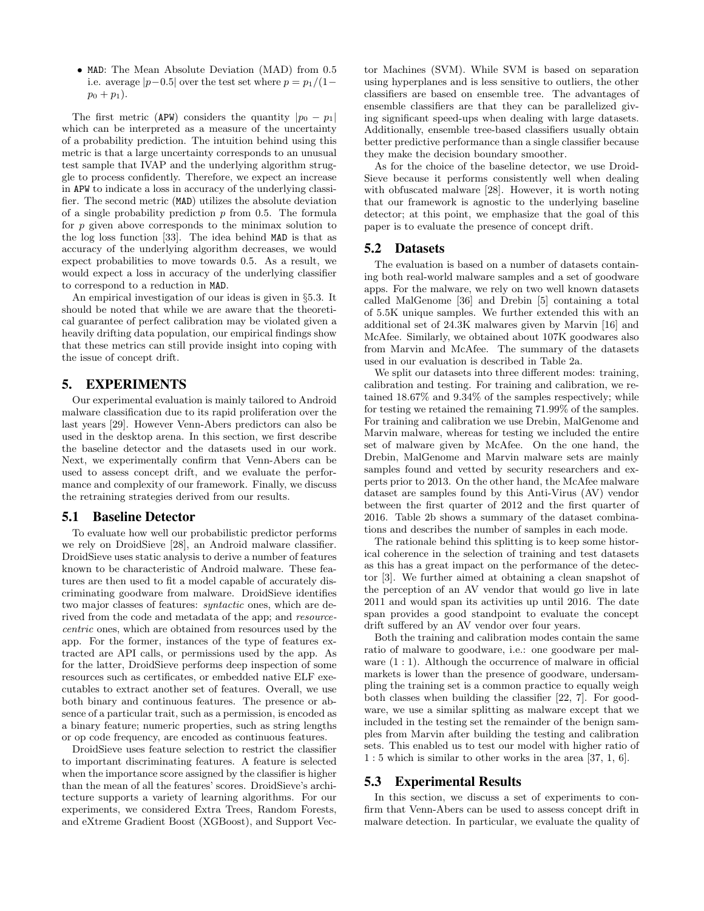- MAD: The Mean Absolute Deviation (MAD) from 0.5 i.e. average $|p-0.5|$ over the test set where $p = p_1/(1-p_0+p_1)$.

The first metric (APW) considers the quantity $|p_0 - p_1|$ which can be interpreted as a measure of the uncertainty of a probability prediction. The intuition behind using this metric is that a large uncertainty corresponds to an unusual test sample that IVAP and the underlying algorithm struggle to process confidently. Therefore, we expect an increase in APW to indicate a loss in accuracy of the underlying classifier. The second metric (MAD) utilizes the absolute deviation of a single probability prediction $p$ from 0.5. The formula for $p$ given above corresponds to the minimax solution to the log loss function [33]. The idea behind MAD is that as accuracy of the underlying algorithm decreases, we would expect probabilities to move towards 0.5. As a result, we would expect a loss in accuracy of the underlying classifier to correspond to a reduction in MAD.

An empirical investigation of our ideas is given in §5.3. It should be noted that while we are aware that the theoretical guarantee of perfect calibration may be violated given a heavily drifting data population, our empirical findings show that these metrics can still provide insight into coping with the issue of concept drift.

## 5. EXPERIMENTS

Our experimental evaluation is mainly tailored to Android malware classification due to its rapid proliferation over the last years [29]. However Venn-Abers predictors can also be used in the desktop arena. In this section, we first describe the baseline detector and the datasets used in our work. Next, we experimentally confirm that Venn-Abers can be used to assess concept drift, and we evaluate the performance and complexity of our framework. Finally, we discuss the retraining strategies derived from our results.

### 5.1 Baseline Detector

To evaluate how well our probabilistic predictor performs we rely on DroidSieve [28], an Android malware classifier. DroidSieve uses static analysis to derive a number of features known to be characteristic of Android malware. These features are then used to fit a model capable of accurately discriminating goodware from malware. DroidSieve identifies two major classes of features: *syntactic* ones, which are derived from the code and metadata of the app; and *resource-centric* ones, which are obtained from resources used by the app. For the former, instances of the type of features extracted are API calls, or permissions used by the app. As for the latter, DroidSieve performs deep inspection of some resources such as certificates, or embedded native ELF executables to extract another set of features. Overall, we use both binary and continuous features. The presence or absence of a particular trait, such as a permission, is encoded as a binary feature; numeric properties, such as string lengths or op code frequency, are encoded as continuous features.

DroidSieve uses feature selection to restrict the classifier to important discriminating features. A feature is selected when the importance score assigned by the classifier is higher than the mean of all the features' scores. DroidSieve's architecture supports a variety of learning algorithms. For our experiments, we considered Extra Trees, Random Forests, and eXtreme Gradient Boost (XGBoost), and Support Vector Machines (SVM). While SVM is based on separation using hyperplanes and is less sensitive to outliers, the other classifiers are based on ensemble tree. The advantages of ensemble classifiers are that they can be parallelized giving significant speed-ups when dealing with large datasets. Additionally, ensemble tree-based classifiers usually obtain better predictive performance than a single classifier because they make the decision boundary smoother.

As for the choice of the baseline detector, we use DroidSieve because it performs consistently well when dealing with obfuscated malware [28]. However, it is worth noting that our framework is agnostic to the underlying baseline detector; at this point, we emphasize that the goal of this paper is to evaluate the presence of concept drift.

### 5.2 Datasets

The evaluation is based on a number of datasets containing both real-world malware samples and a set of goodware apps. For the malware, we rely on two well known datasets called MalGenome [36] and Drebin [5] containing a total of 5.5K unique samples. We further extended this with an additional set of 24.3K malwares given by Marvin [16] and McAfee. Similarly, we obtained about 107K goodwares also from Marvin and McAfee. The summary of the datasets used in our evaluation is described in Table 2a.

We split our datasets into three different modes: training, calibration and testing. For training and calibration, we retained 18.67% and 9.34% of the samples respectively; while for testing we retained the remaining 71.99% of the samples. For training and calibration we use Drebin, MalGenome and Marvin malware, whereas for testing we included the entire set of malware given by McAfee. On the one hand, the Drebin, MalGenome and Marvin malware sets are mainly samples found and vetted by security researchers and experts prior to 2013. On the other hand, the McAfee malware dataset are samples found by this Anti-Virus (AV) vendor between the first quarter of 2012 and the first quarter of 2016. Table 2b shows a summary of the dataset combinations and describes the number of samples in each mode.

The rationale behind this splitting is to keep some historical coherence in the selection of training and test datasets as this has a great impact on the performance of the detector [3]. We further aimed at obtaining a clean snapshot of the perception of an AV vendor that would go live in late 2011 and would span its activities up until 2016. The date span provides a good standpoint to evaluate the concept drift suffered by an AV vendor over four years.

Both the training and calibration modes contain the same ratio of malware to goodware, i.e.: one goodware per malware (1 : 1). Although the occurrence of malware in official markets is lower than the presence of goodware, undersampling the training set is a common practice to equally weigh both classes when building the classifier [22, 7]. For goodware, we use a similar splitting as malware except that we included in the testing set the remainder of the benign samples from Marvin after building the testing and calibration sets. This enabled us to test our model with higher ratio of 1 : 5 which is similar to other works in the area [37, 1, 6].

### 5.3 Experimental Results

In this section, we discuss a set of experiments to confirm that Venn-Abers can be used to assess concept drift in malware detection. In particular, we evaluate the quality of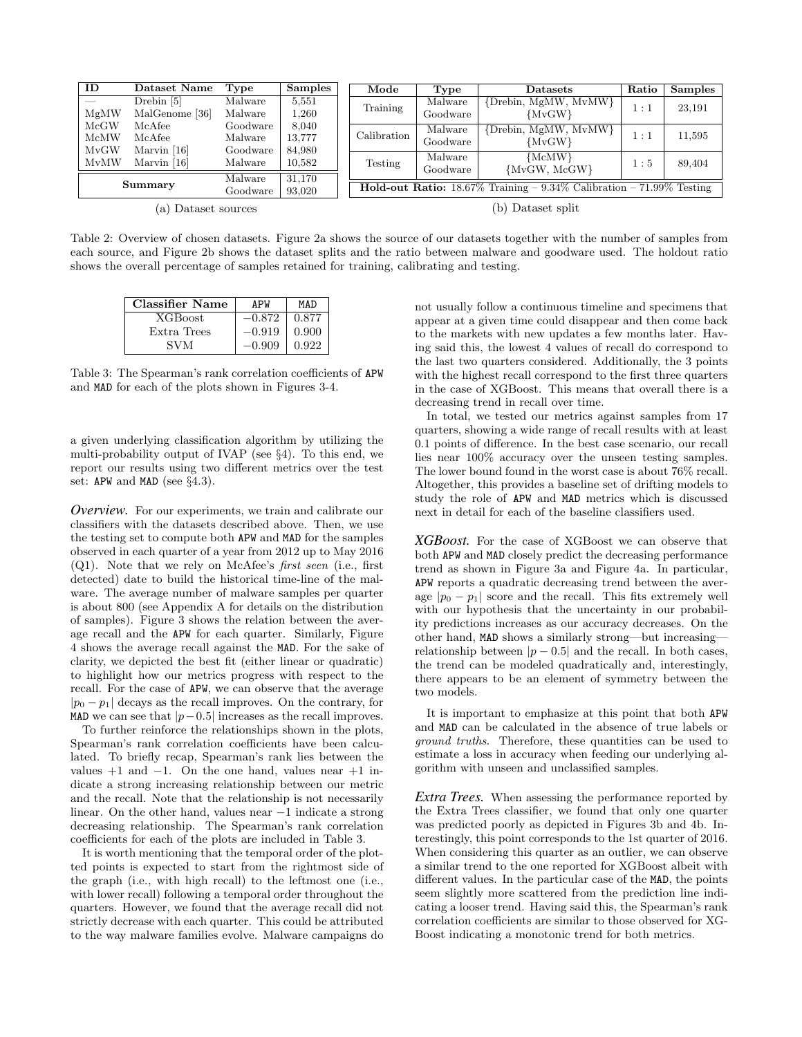| ID | Dataset Name | Type | Samples |
|---|---|---|---|
| — | Drebin [5] | Malware | 5,551 |
| MgMW | MalGenome [36] | Malware | 1,260 |
| McGW | McAfee | Goodware | 8,040 |
| McMW | McAfee | Malware | 13,777 |
| MvGW | Marvin [16] | Goodware | 84,980 |
| MvMW | Marvin [16] | Malware | 10,582 |
| **Summary** | | Malware | 31,170 |
| | | Goodware | 93,020 |

(a) Dataset sources

| Mode | Type | Datasets | Ratio | Samples |
|---|---|---|---|---|
| Training | Malware | {Drebin, MgMW, MvMW} | 1 : 1 | 23,191 |
| | Goodware | {MvGW} | | |
| Calibration | Malware | {Drebin, MgMW, MvMW} | 1 : 1 | 11,595 |
| | Goodware | {MvGW} | | |
| Testing | Malware | {McMW} | 1 : 5 | 89,404 |
| | Goodware | {MvGW, McGW} | | |
| **Hold-out Ratio:** 18.67% Training – 9.34% Calibration – 71.99% Testing | | | | |

(b) Dataset split

Table 2: Overview of chosen datasets. Figure 2a shows the source of our datasets together with the number of samples from each source, and Figure 2b shows the dataset splits and the ratio between malware and goodware used. The holdout ratio shows the overall percentage of samples retained for training, calibrating and testing.

| Classifier Name | APW | MAD |
|---|---|---|
| XGBoost | −0.872 | 0.877 |
| Extra Trees | −0.919 | 0.900 |
| SVM | −0.909 | 0.922 |

Table 3: The Spearman's rank correlation coefficients of APW and MAD for each of the plots shown in Figures 3-4.

a given underlying classification algorithm by utilizing the multi-probability output of IVAP (see §4). To this end, we report our results using two different metrics over the test set: APW and MAD (see §4.3).

***Overview.*** For our experiments, we train and calibrate our classifiers with the datasets described above. Then, we use the testing set to compute both APW and MAD for the samples observed in each quarter of a year from 2012 up to May 2016 (Q1). Note that we rely on McAfee's *first seen* (i.e., first detected) date to build the historical time-line of the malware. The average number of malware samples per quarter is about 800 (see Appendix A for details on the distribution of samples). Figure 3 shows the relation between the average recall and the APW for each quarter. Similarly, Figure 4 shows the average recall against the MAD. For the sake of clarity, we depicted the best fit (either linear or quadratic) to highlight how our metrics progress with respect to the recall. For the case of APW, we can observe that the average $|p_0 - p_1|$ decays as the recall improves. On the contrary, for MAD we can see that $|p-0.5|$ increases as the recall improves.

To further reinforce the relationships shown in the plots, Spearman's rank correlation coefficients have been calculated. To briefly recap, Spearman's rank lies between the values +1 and −1. On the one hand, values near +1 indicate a strong increasing relationship between our metric and the recall. Note that the relationship is not necessarily linear. On the other hand, values near −1 indicate a strong decreasing relationship. The Spearman's rank correlation coefficients for each of the plots are included in Table 3.

It is worth mentioning that the temporal order of the plotted points is expected to start from the rightmost side of the graph (i.e., with high recall) to the leftmost one (i.e., with lower recall) following a temporal order throughout the quarters. However, we found that the average recall did not strictly decrease with each quarter. This could be attributed to the way malware families evolve. Malware campaigns do not usually follow a continuous timeline and specimens that appear at a given time could disappear and then come back to the markets with new updates a few months later. Having said this, the lowest 4 values of recall do correspond to the last two quarters considered. Additionally, the 3 points with the highest recall correspond to the first three quarters in the case of XGBoost. This means that overall there is a decreasing trend in recall over time.

In total, we tested our metrics against samples from 17 quarters, showing a wide range of recall results with at least 0.1 points of difference. In the best case scenario, our recall lies near 100% accuracy over the unseen testing samples. The lower bound found in the worst case is about 76% recall. Altogether, this provides a baseline set of drifting models to study the role of APW and MAD metrics which is discussed next in detail for each of the baseline classifiers used.

***XGBoost.*** For the case of XGBoost we can observe that both APW and MAD closely predict the decreasing performance trend as shown in Figure 3a and Figure 4a. In particular, APW reports a quadratic decreasing trend between the average $|p_0 - p_1|$ score and the recall. This fits extremely well with our hypothesis that the uncertainty in our probability predictions increases as our accuracy decreases. On the other hand, MAD shows a similarly strong—but increasing—relationship between $|p - 0.5|$ and the recall. In both cases, the trend can be modeled quadratically and, interestingly, there appears to be an element of symmetry between the two models.

It is important to emphasize at this point that both APW and MAD can be calculated in the absence of true labels or *ground truths*. Therefore, these quantities can be used to estimate a loss in accuracy when feeding our underlying algorithm with unseen and unclassified samples.

***Extra Trees.*** When assessing the performance reported by the Extra Trees classifier, we found that only one quarter was predicted poorly as depicted in Figures 3b and 4b. Interestingly, this point corresponds to the 1st quarter of 2016. When considering this quarter as an outlier, we can observe a similar trend to the one reported for XGBoost albeit with different values. In the particular case of the MAD, the points seem slightly more scattered from the prediction line indicating a looser trend. Having said this, the Spearman's rank correlation coefficients are similar to those observed for XGBoost indicating a monotonic trend for both metrics.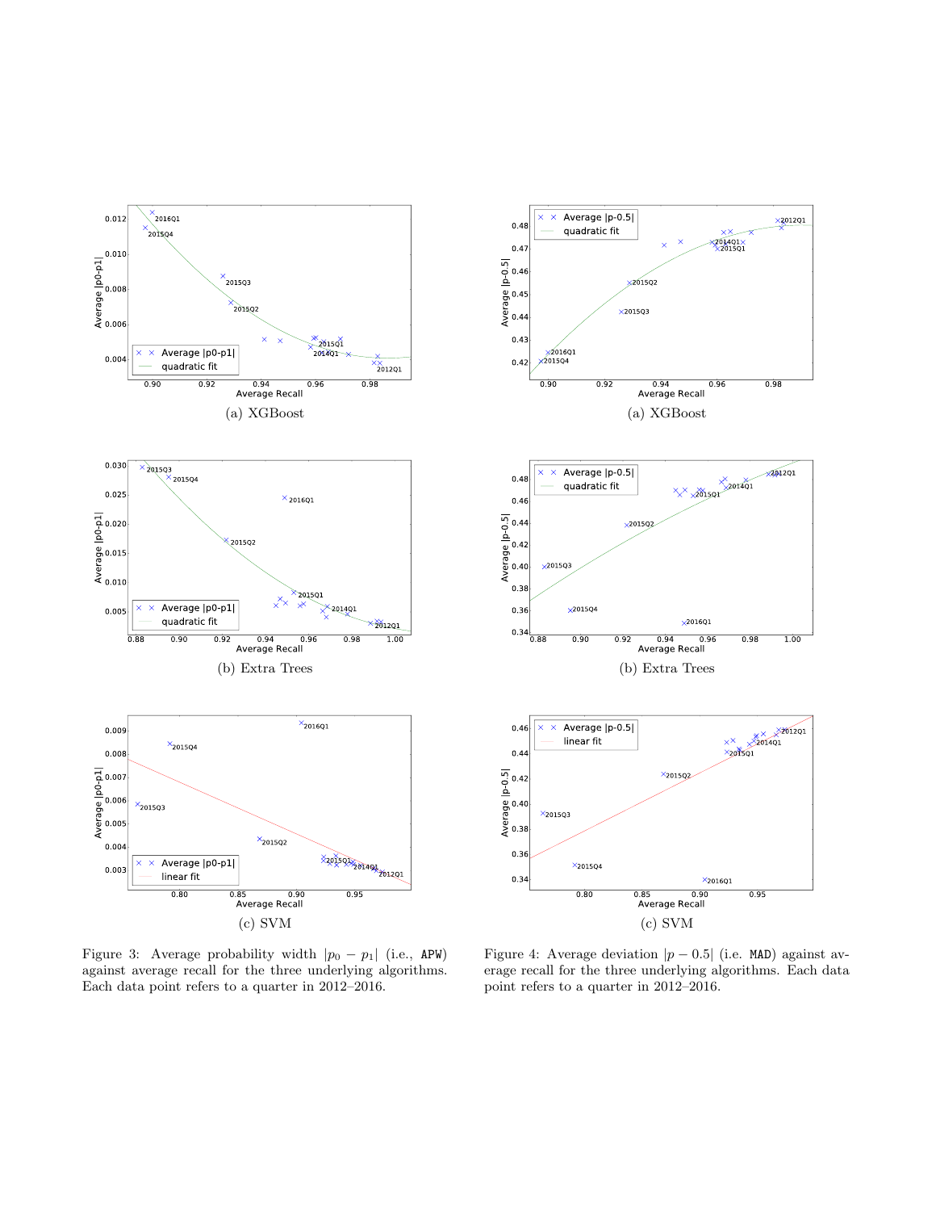(a) XGBoost

(b) Extra Trees

(c) SVM

Figure 3: Average probability width $|p_0 - p_1|$ (i.e., APW) against average recall for the three underlying algorithms. Each data point refers to a quarter in 2012–2016.

(a) XGBoost

(b) Extra Trees

(c) SVM

Figure 4: Average deviation $|p - 0.5|$ (i.e. MAD) against average recall for the three underlying algorithms. Each data point refers to a quarter in 2012–2016.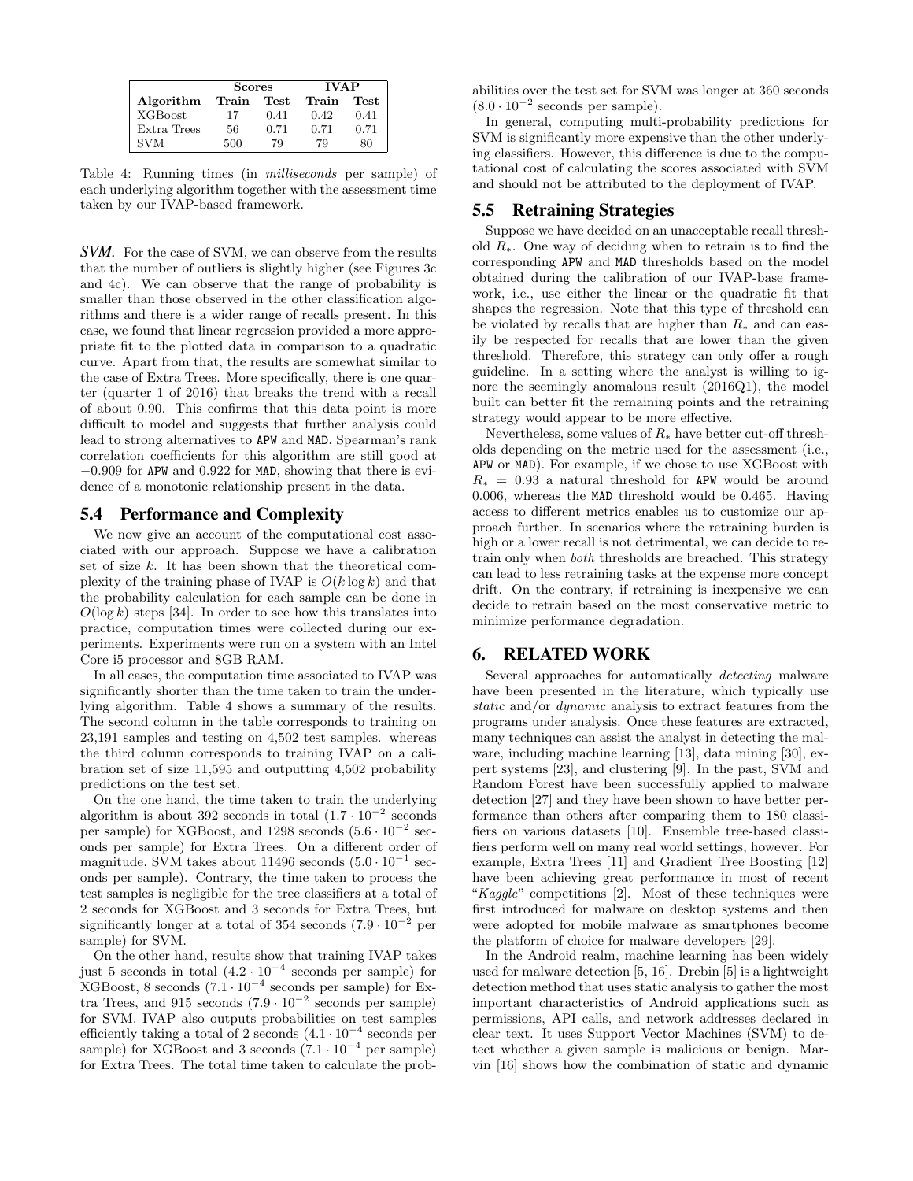| Algorithm | Scores | | IVAP | |
|---|---|---|---|---|
| | Train | Test | Train | Test |
| XGBoost | 17 | 0.41 | 0.42 | 0.41 |
| Extra Trees | 56 | 0.71 | 0.71 | 0.71 |
| SVM | 500 | 79 | 79 | 80 |

Table 4: Running times (in *milliseconds* per sample) of each underlying algorithm together with the assessment time taken by our IVAP-based framework.

***SVM.*** For the case of SVM, we can observe from the results that the number of outliers is slightly higher (see Figures 3c and 4c). We can observe that the range of probability is smaller than those observed in the other classification algorithms and there is a wider range of recalls present. In this case, we found that linear regression provided a more appropriate fit to the plotted data in comparison to a quadratic curve. Apart from that, the results are somewhat similar to the case of Extra Trees. More specifically, there is one quarter (quarter 1 of 2016) that breaks the trend with a recall of about 0.90. This confirms that this data point is more difficult to model and suggests that further analysis could lead to strong alternatives to APW and MAD. Spearman's rank correlation coefficients for this algorithm are still good at −0.909 for APW and 0.922 for MAD, showing that there is evidence of a monotonic relationship present in the data.

## 5.4 Performance and Complexity

We now give an account of the computational cost associated with our approach. Suppose we have a calibration set of size $k$. It has been shown that the theoretical complexity of the training phase of IVAP is $O(k \log k)$ and that the probability calculation for each sample can be done in $O(\log k)$ steps [34]. In order to see how this translates into practice, computation times were collected during our experiments. Experiments were run on a system with an Intel Core i5 processor and 8GB RAM.

In all cases, the computation time associated to IVAP was significantly shorter than the time taken to train the underlying algorithm. Table 4 shows a summary of the results. The second column in the table corresponds to training on 23,191 samples and testing on 4,502 test samples. whereas the third column corresponds to training IVAP on a calibration set of size 11,595 and outputting 4,502 probability predictions on the test set.

On the one hand, the time taken to train the underlying algorithm is about 392 seconds in total ($1.7 \cdot 10^{-2}$ seconds per sample) for XGBoost, and 1298 seconds ($5.6 \cdot 10^{-2}$ seconds per sample) for Extra Trees. On a different order of magnitude, SVM takes about 11496 seconds ($5.0 \cdot 10^{-1}$ seconds per sample). Contrary, the time taken to process the test samples is negligible for the tree classifiers at a total of 2 seconds for XGBoost and 3 seconds for Extra Trees, but significantly longer at a total of 354 seconds ($7.9 \cdot 10^{-2}$ per sample) for SVM.

On the other hand, results show that training IVAP takes just 5 seconds in total ($4.2 \cdot 10^{-4}$ seconds per sample) for XGBoost, 8 seconds ($7.1 \cdot 10^{-4}$ seconds per sample) for Extra Trees, and 915 seconds ($7.9 \cdot 10^{-2}$ seconds per sample) for SVM. IVAP also outputs probabilities on test samples efficiently taking a total of 2 seconds ($4.1 \cdot 10^{-4}$ seconds per sample) for XGBoost and 3 seconds ($7.1 \cdot 10^{-4}$ per sample) for Extra Trees. The total time taken to calculate the probabilities over the test set for SVM was longer at 360 seconds ($8.0 \cdot 10^{-2}$ seconds per sample).

In general, computing multi-probability predictions for SVM is significantly more expensive than the other underlying classifiers. However, this difference is due to the computational cost of calculating the scores associated with SVM and should not be attributed to the deployment of IVAP.

## 5.5 Retraining Strategies

Suppose we have decided on an unacceptable recall threshold $R_*$. One way of deciding when to retrain is to find the corresponding APW and MAD thresholds based on the model obtained during the calibration of our IVAP-base framework, i.e., use either the linear or the quadratic fit that shapes the regression. Note that this type of threshold can be violated by recalls that are higher than $R_*$ and can easily be respected for recalls that are lower than the given threshold. Therefore, this strategy can only offer a rough guideline. In a setting where the analyst is willing to ignore the seemingly anomalous result (2016Q1), the model built can better fit the remaining points and the retraining strategy would appear to be more effective.

Nevertheless, some values of $R_*$ have better cut-off thresholds depending on the metric used for the assessment (i.e., APW or MAD). For example, if we chose to use XGBoost with $R_* = 0.93$ a natural threshold for APW would be around 0.006, whereas the MAD threshold would be 0.465. Having access to different metrics enables us to customize our approach further. In scenarios where the retraining burden is high or a lower recall is not detrimental, we can decide to retrain only when *both* thresholds are breached. This strategy can lead to less retraining tasks at the expense more concept drift. On the contrary, if retraining is inexpensive we can decide to retrain based on the most conservative metric to minimize performance degradation.

# 6. RELATED WORK

Several approaches for automatically *detecting* malware have been presented in the literature, which typically use *static* and/or *dynamic* analysis to extract features from the programs under analysis. Once these features are extracted, many techniques can assist the analyst in detecting the malware, including machine learning [13], data mining [30], expert systems [23], and clustering [9]. In the past, SVM and Random Forest have been successfully applied to malware detection [27] and they have been shown to have better performance than others after comparing them to 180 classifiers on various datasets [10]. Ensemble tree-based classifiers perform well on many real world settings, however. For example, Extra Trees [11] and Gradient Tree Boosting [12] have been achieving great performance in most of recent "*Kaggle*" competitions [2]. Most of these techniques were first introduced for malware on desktop systems and then were adopted for mobile malware as smartphones become the platform of choice for malware developers [29].

In the Android realm, machine learning has been widely used for malware detection [5, 16]. Drebin [5] is a lightweight detection method that uses static analysis to gather the most important characteristics of Android applications such as permissions, API calls, and network addresses declared in clear text. It uses Support Vector Machines (SVM) to detect whether a given sample is malicious or benign. Marvin [16] shows how the combination of static and dynamic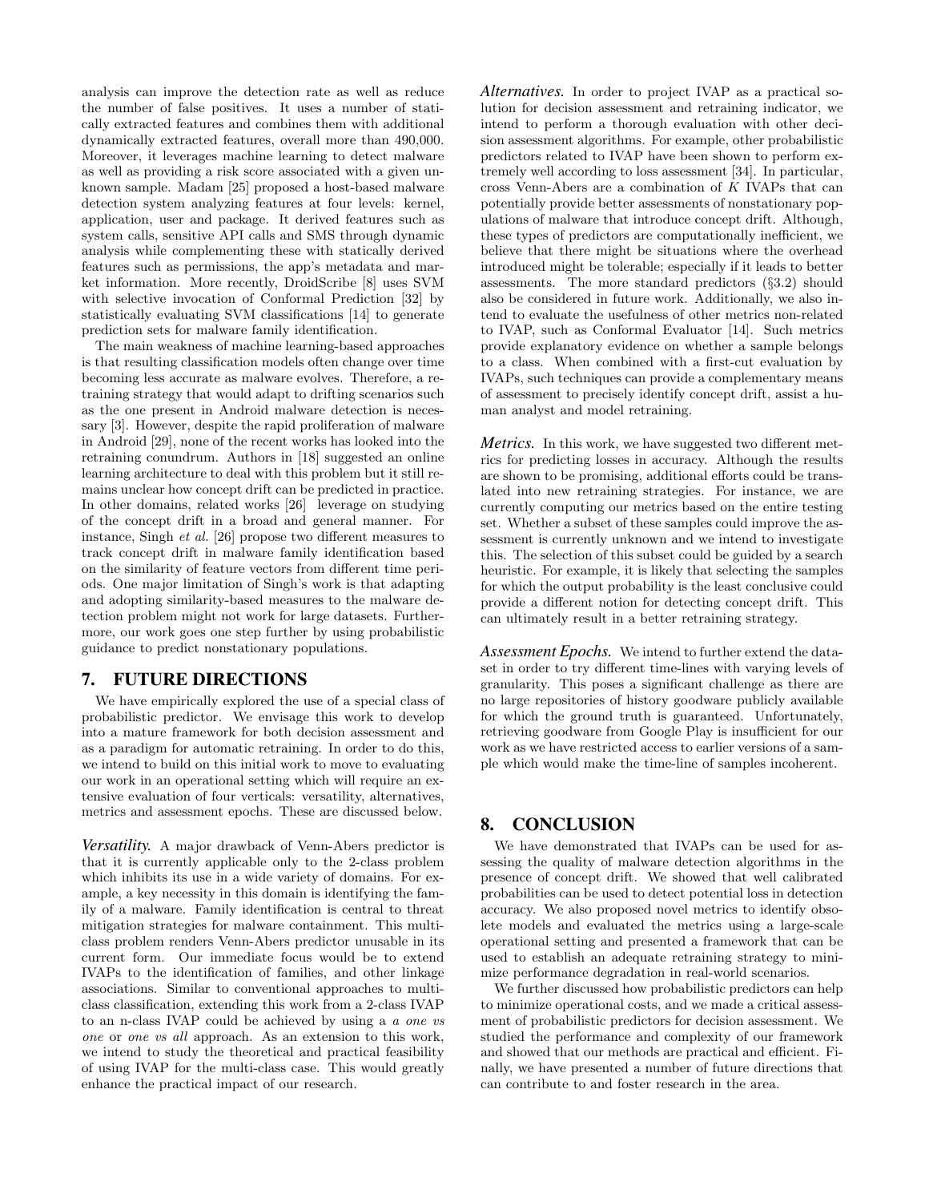analysis can improve the detection rate as well as reduce the number of false positives. It uses a number of statically extracted features and combines them with additional dynamically extracted features, overall more than 490,000. Moreover, it leverages machine learning to detect malware as well as providing a risk score associated with a given unknown sample. Madam [25] proposed a host-based malware detection system analyzing features at four levels: kernel, application, user and package. It derived features such as system calls, sensitive API calls and SMS through dynamic analysis while complementing these with statically derived features such as permissions, the app's metadata and market information. More recently, DroidScribe [8] uses SVM with selective invocation of Conformal Prediction [32] by statistically evaluating SVM classifications [14] to generate prediction sets for malware family identification.

The main weakness of machine learning-based approaches is that resulting classification models often change over time becoming less accurate as malware evolves. Therefore, a retraining strategy that would adapt to drifting scenarios such as the one present in Android malware detection is necessary [3]. However, despite the rapid proliferation of malware in Android [29], none of the recent works has looked into the retraining conundrum. Authors in [18] suggested an online learning architecture to deal with this problem but it still remains unclear how concept drift can be predicted in practice. In other domains, related works [26] leverage on studying of the concept drift in a broad and general manner. For instance, Singh *et al.* [26] propose two different measures to track concept drift in malware family identification based on the similarity of feature vectors from different time periods. One major limitation of Singh's work is that adapting and adopting similarity-based measures to the malware detection problem might not work for large datasets. Furthermore, our work goes one step further by using probabilistic guidance to predict nonstationary populations.

## 7. FUTURE DIRECTIONS

We have empirically explored the use of a special class of probabilistic predictor. We envisage this work to develop into a mature framework for both decision assessment and as a paradigm for automatic retraining. In order to do this, we intend to build on this initial work to move to evaluating our work in an operational setting which will require an extensive evaluation of four verticals: versatility, alternatives, metrics and assessment epochs. These are discussed below.

***Versatility.*** A major drawback of Venn-Abers predictor is that it is currently applicable only to the 2-class problem which inhibits its use in a wide variety of domains. For example, a key necessity in this domain is identifying the family of a malware. Family identification is central to threat mitigation strategies for malware containment. This multi-class problem renders Venn-Abers predictor unusable in its current form. Our immediate focus would be to extend IVAPs to the identification of families, and other linkage associations. Similar to conventional approaches to multi-class classification, extending this work from a 2-class IVAP to an n-class IVAP could be achieved by using a *a one vs one* or *one vs all* approach. As an extension to this work, we intend to study the theoretical and practical feasibility of using IVAP for the multi-class case. This would greatly enhance the practical impact of our research.

***Alternatives.*** In order to project IVAP as a practical solution for decision assessment and retraining indicator, we intend to perform a thorough evaluation with other decision assessment algorithms. For example, other probabilistic predictors related to IVAP have been shown to perform extremely well according to loss assessment [34]. In particular, cross Venn-Abers are a combination of $K$ IVAPs that can potentially provide better assessments of nonstationary populations of malware that introduce concept drift. Although, these types of predictors are computationally inefficient, we believe that there might be situations where the overhead introduced might be tolerable; especially if it leads to better assessments. The more standard predictors (§3.2) should also be considered in future work. Additionally, we also intend to evaluate the usefulness of other metrics non-related to IVAP, such as Conformal Evaluator [14]. Such metrics provide explanatory evidence on whether a sample belongs to a class. When combined with a first-cut evaluation by IVAPs, such techniques can provide a complementary means of assessment to precisely identify concept drift, assist a human analyst and model retraining.

***Metrics.*** In this work, we have suggested two different metrics for predicting losses in accuracy. Although the results are shown to be promising, additional efforts could be translated into new retraining strategies. For instance, we are currently computing our metrics based on the entire testing set. Whether a subset of these samples could improve the assessment is currently unknown and we intend to investigate this. The selection of this subset could be guided by a search heuristic. For example, it is likely that selecting the samples for which the output probability is the least conclusive could provide a different notion for detecting concept drift. This can ultimately result in a better retraining strategy.

***Assessment Epochs.*** We intend to further extend the dataset in order to try different time-lines with varying levels of granularity. This poses a significant challenge as there are no large repositories of history goodware publicly available for which the ground truth is guaranteed. Unfortunately, retrieving goodware from Google Play is insufficient for our work as we have restricted access to earlier versions of a sample which would make the time-line of samples incoherent.

## 8. CONCLUSION

We have demonstrated that IVAPs can be used for assessing the quality of malware detection algorithms in the presence of concept drift. We showed that well calibrated probabilities can be used to detect potential loss in detection accuracy. We also proposed novel metrics to identify obsolete models and evaluated the metrics using a large-scale operational setting and presented a framework that can be used to establish an adequate retraining strategy to minimize performance degradation in real-world scenarios.

We further discussed how probabilistic predictors can help to minimize operational costs, and we made a critical assessment of probabilistic predictors for decision assessment. We studied the performance and complexity of our framework and showed that our methods are practical and efficient. Finally, we have presented a number of future directions that can contribute to and foster research in the area.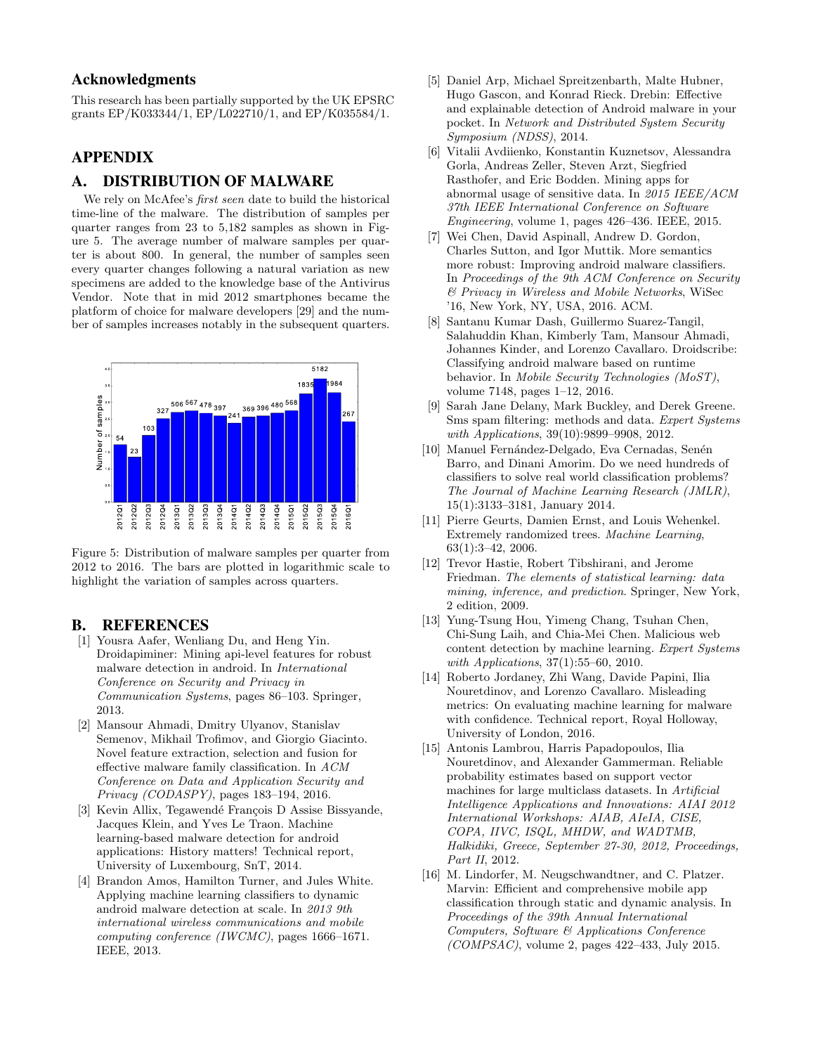## Acknowledgments

This research has been partially supported by the UK EPSRC grants EP/K033344/1, EP/L022710/1, and EP/K035584/1.

# APPENDIX

## A. DISTRIBUTION OF MALWARE

We rely on McAfee's *first seen* date to build the historical time-line of the malware. The distribution of samples per quarter ranges from 23 to 5,182 samples as shown in Figure 5. The average number of malware samples per quarter is about 800. In general, the number of samples seen every quarter changes following a natural variation as new specimens are added to the knowledge base of the Antivirus Vendor. Note that in mid 2012 smartphones became the platform of choice for malware developers [29] and the number of samples increases notably in the subsequent quarters.

Figure 5: Distribution of malware samples per quarter from 2012 to 2016. The bars are plotted in logarithmic scale to highlight the variation of samples across quarters.

## B. REFERENCES

[1] Yousra Aafer, Wenliang Du, and Heng Yin. Droidapiminer: Mining api-level features for robust malware detection in android. In *International Conference on Security and Privacy in Communication Systems*, pages 86–103. Springer, 2013.

[2] Mansour Ahmadi, Dmitry Ulyanov, Stanislav Semenov, Mikhail Trofimov, and Giorgio Giacinto. Novel feature extraction, selection and fusion for effective malware family classification. In *ACM Conference on Data and Application Security and Privacy (CODASPY)*, pages 183–194, 2016.

[3] Kevin Allix, Tegawendé François D Assise Bissyande, Jacques Klein, and Yves Le Traon. Machine learning-based malware detection for android applications: History matters! Technical report, University of Luxembourg, SnT, 2014.

[4] Brandon Amos, Hamilton Turner, and Jules White. Applying machine learning classifiers to dynamic android malware detection at scale. In *2013 9th international wireless communications and mobile computing conference (IWCMC)*, pages 1666–1671. IEEE, 2013.

[5] Daniel Arp, Michael Spreitzenbarth, Malte Hubner, Hugo Gascon, and Konrad Rieck. Drebin: Effective and explainable detection of Android malware in your pocket. In *Network and Distributed System Security Symposium (NDSS)*, 2014.

[6] Vitalii Avdiienko, Konstantin Kuznetsov, Alessandra Gorla, Andreas Zeller, Steven Arzt, Siegfried Rasthofer, and Eric Bodden. Mining apps for abnormal usage of sensitive data. In *2015 IEEE/ACM 37th IEEE International Conference on Software Engineering*, volume 1, pages 426–436. IEEE, 2015.

[7] Wei Chen, David Aspinall, Andrew D. Gordon, Charles Sutton, and Igor Muttik. More semantics more robust: Improving android malware classifiers. In *Proceedings of the 9th ACM Conference on Security & Privacy in Wireless and Mobile Networks*, WiSec '16, New York, NY, USA, 2016. ACM.

[8] Santanu Kumar Dash, Guillermo Suarez-Tangil, Salahuddin Khan, Kimberly Tam, Mansour Ahmadi, Johannes Kinder, and Lorenzo Cavallaro. Droidscribe: Classifying android malware based on runtime behavior. In *Mobile Security Technologies (MoST)*, volume 7148, pages 1–12, 2016.

[9] Sarah Jane Delany, Mark Buckley, and Derek Greene. Sms spam filtering: methods and data. *Expert Systems with Applications*, 39(10):9899–9908, 2012.

[10] Manuel Fernández-Delgado, Eva Cernadas, Senén Barro, and Dinani Amorim. Do we need hundreds of classifiers to solve real world classification problems? *The Journal of Machine Learning Research (JMLR)*, 15(1):3133–3181, January 2014.

[11] Pierre Geurts, Damien Ernst, and Louis Wehenkel. Extremely randomized trees. *Machine Learning*, 63(1):3–42, 2006.

[12] Trevor Hastie, Robert Tibshirani, and Jerome Friedman. *The elements of statistical learning: data mining, inference, and prediction*. Springer, New York, 2 edition, 2009.

[13] Yung-Tsung Hou, Yimeng Chang, Tsuhan Chen, Chi-Sung Laih, and Chia-Mei Chen. Malicious web content detection by machine learning. *Expert Systems with Applications*, 37(1):55–60, 2010.

[14] Roberto Jordaney, Zhi Wang, Davide Papini, Ilia Nouretdinov, and Lorenzo Cavallaro. Misleading metrics: On evaluating machine learning for malware with confidence. Technical report, Royal Holloway, University of London, 2016.

[15] Antonis Lambrou, Harris Papadopoulos, Ilia Nouretdinov, and Alexander Gammerman. Reliable probability estimates based on support vector machines for large multiclass datasets. In *Artificial Intelligence Applications and Innovations: AIAI 2012 International Workshops: AIAB, AIeIA, CISE, COPA, IIVC, ISQL, MHDW, and WADTMB, Halkidiki, Greece, September 27-30, 2012, Proceedings, Part II*, 2012.

[16] M. Lindorfer, M. Neugschwandtner, and C. Platzer. Marvin: Efficient and comprehensive mobile app classification through static and dynamic analysis. In *Proceedings of the 39th Annual International Computers, Software & Applications Conference (COMPSAC)*, volume 2, pages 422–433, July 2015.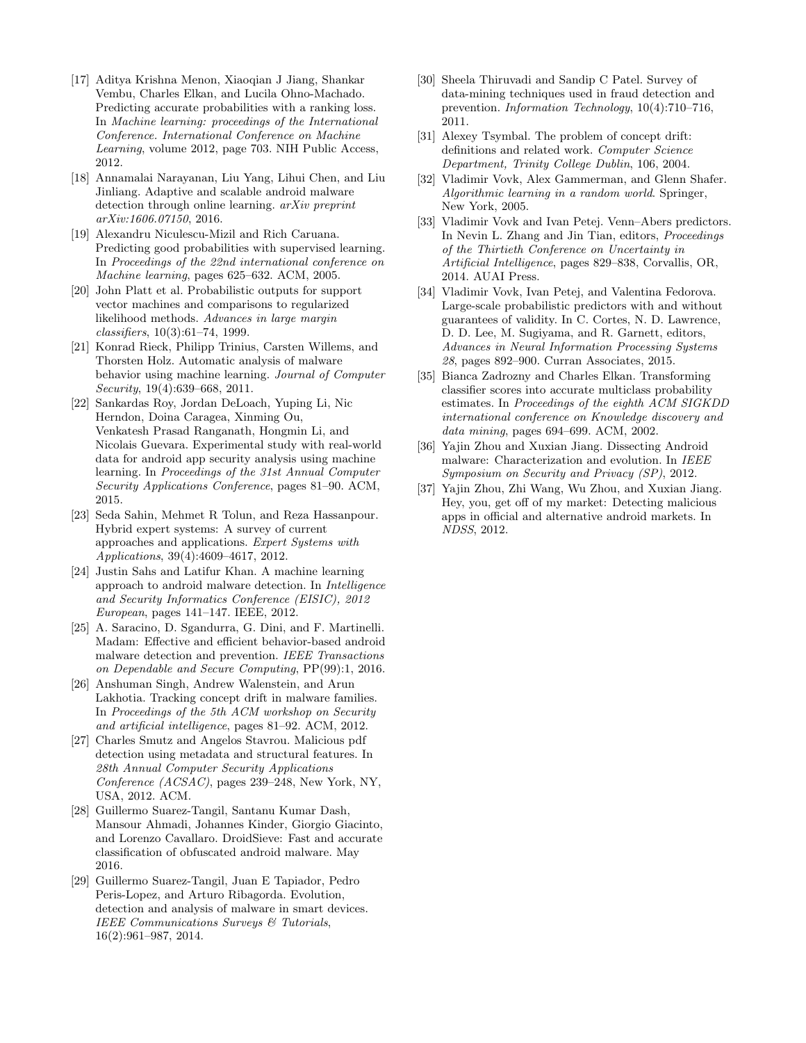[17] Aditya Krishna Menon, Xiaoqian J Jiang, Shankar Vembu, Charles Elkan, and Lucila Ohno-Machado. Predicting accurate probabilities with a ranking loss. In *Machine learning: proceedings of the International Conference. International Conference on Machine Learning*, volume 2012, page 703. NIH Public Access, 2012.

[18] Annamalai Narayanan, Liu Yang, Lihui Chen, and Liu Jinliang. Adaptive and scalable android malware detection through online learning. *arXiv preprint arXiv:1606.07150*, 2016.

[19] Alexandru Niculescu-Mizil and Rich Caruana. Predicting good probabilities with supervised learning. In *Proceedings of the 22nd international conference on Machine learning*, pages 625–632. ACM, 2005.

[20] John Platt et al. Probabilistic outputs for support vector machines and comparisons to regularized likelihood methods. *Advances in large margin classifiers*, 10(3):61–74, 1999.

[21] Konrad Rieck, Philipp Trinius, Carsten Willems, and Thorsten Holz. Automatic analysis of malware behavior using machine learning. *Journal of Computer Security*, 19(4):639–668, 2011.

[22] Sankardas Roy, Jordan DeLoach, Yuping Li, Nic Herndon, Doina Caragea, Xinming Ou, Venkatesh Prasad Ranganath, Hongmin Li, and Nicolais Guevara. Experimental study with real-world data for android app security analysis using machine learning. In *Proceedings of the 31st Annual Computer Security Applications Conference*, pages 81–90. ACM, 2015.

[23] Seda Sahin, Mehmet R Tolun, and Reza Hassanpour. Hybrid expert systems: A survey of current approaches and applications. *Expert Systems with Applications*, 39(4):4609–4617, 2012.

[24] Justin Sahs and Latifur Khan. A machine learning approach to android malware detection. In *Intelligence and Security Informatics Conference (EISIC), 2012 European*, pages 141–147. IEEE, 2012.

[25] A. Saracino, D. Sgandurra, G. Dini, and F. Martinelli. Madam: Effective and efficient behavior-based android malware detection and prevention. *IEEE Transactions on Dependable and Secure Computing*, PP(99):1, 2016.

[26] Anshuman Singh, Andrew Walenstein, and Arun Lakhotia. Tracking concept drift in malware families. In *Proceedings of the 5th ACM workshop on Security and artificial intelligence*, pages 81–92. ACM, 2012.

[27] Charles Smutz and Angelos Stavrou. Malicious pdf detection using metadata and structural features. In *28th Annual Computer Security Applications Conference (ACSAC)*, pages 239–248, New York, NY, USA, 2012. ACM.

[28] Guillermo Suarez-Tangil, Santanu Kumar Dash, Mansour Ahmadi, Johannes Kinder, Giorgio Giacinto, and Lorenzo Cavallaro. DroidSieve: Fast and accurate classification of obfuscated android malware. May 2016.

[29] Guillermo Suarez-Tangil, Juan E Tapiador, Pedro Peris-Lopez, and Arturo Ribagorda. Evolution, detection and analysis of malware in smart devices. *IEEE Communications Surveys & Tutorials*, 16(2):961–987, 2014.

[30] Sheela Thiruvadi and Sandip C Patel. Survey of data-mining techniques used in fraud detection and prevention. *Information Technology*, 10(4):710–716, 2011.

[31] Alexey Tsymbal. The problem of concept drift: definitions and related work. *Computer Science Department, Trinity College Dublin*, 106, 2004.

[32] Vladimir Vovk, Alex Gammerman, and Glenn Shafer. *Algorithmic learning in a random world*. Springer, New York, 2005.

[33] Vladimir Vovk and Ivan Petej. Venn–Abers predictors. In Nevin L. Zhang and Jin Tian, editors, *Proceedings of the Thirtieth Conference on Uncertainty in Artificial Intelligence*, pages 829–838, Corvallis, OR, 2014. AUAI Press.

[34] Vladimir Vovk, Ivan Petej, and Valentina Fedorova. Large-scale probabilistic predictors with and without guarantees of validity. In C. Cortes, N. D. Lawrence, D. D. Lee, M. Sugiyama, and R. Garnett, editors, *Advances in Neural Information Processing Systems 28*, pages 892–900. Curran Associates, 2015.

[35] Bianca Zadrozny and Charles Elkan. Transforming classifier scores into accurate multiclass probability estimates. In *Proceedings of the eighth ACM SIGKDD international conference on Knowledge discovery and data mining*, pages 694–699. ACM, 2002.

[36] Yajin Zhou and Xuxian Jiang. Dissecting Android malware: Characterization and evolution. In *IEEE Symposium on Security and Privacy (SP)*, 2012.

[37] Yajin Zhou, Zhi Wang, Wu Zhou, and Xuxian Jiang. Hey, you, get off of my market: Detecting malicious apps in official and alternative android markets. In *NDSS*, 2012.